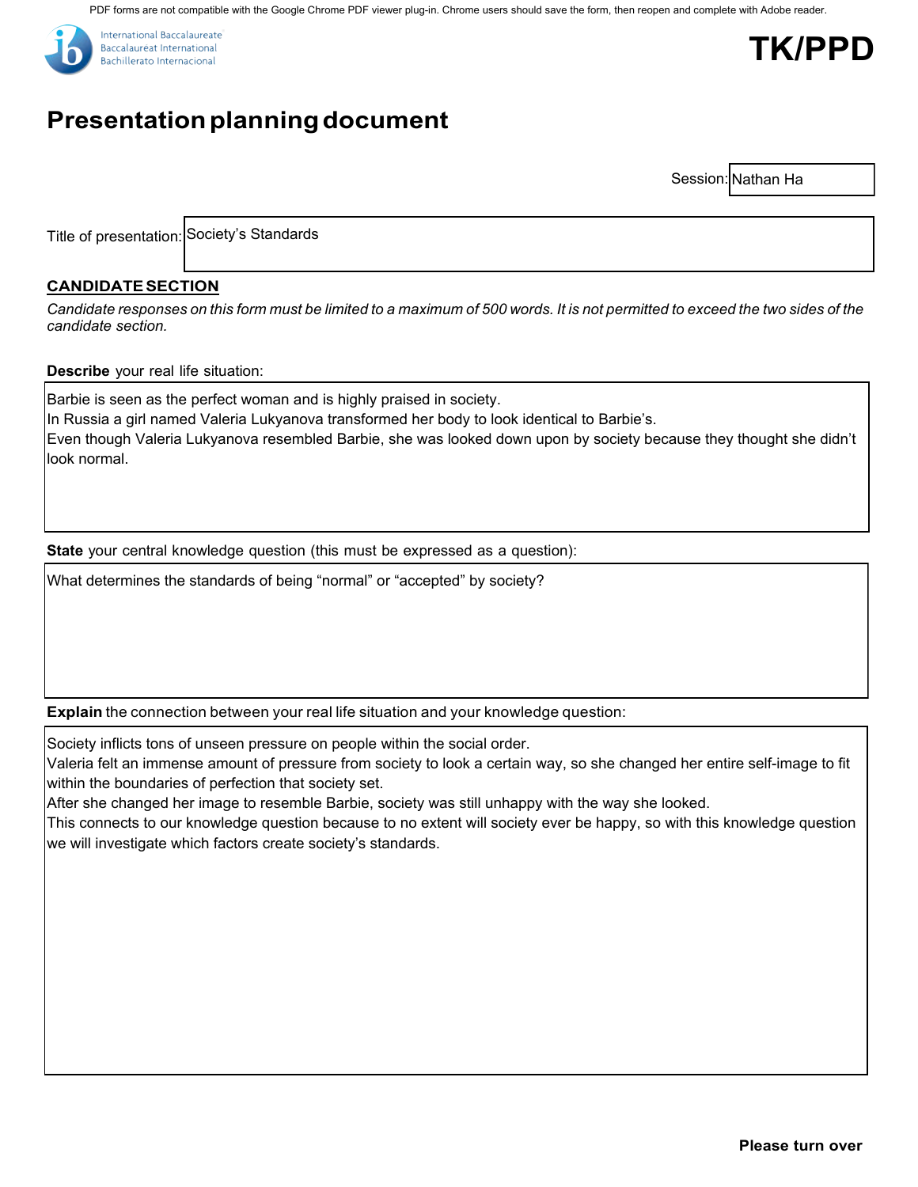PDF forms are not compatible with the Google Chrome PDF viewer plug-in. Chrome users should save the form, then reopen and complete with Adobe reader.

International Baccalaureate
Baccalauréat International
Bachillerato Internacional

# TK/PPD

## Presentation planning document

Session: Nathan Ha

Title of presentation: Society's Standards

### CANDIDATE SECTION

*Candidate responses on this form must be limited to a maximum of 500 words. It is not permitted to exceed the two sides of the candidate section.*

**Describe** your real life situation:

Barbie is seen as the perfect woman and is highly praised in society.
In Russia a girl named Valeria Lukyanova transformed her body to look identical to Barbie's.
Even though Valeria Lukyanova resembled Barbie, she was looked down upon by society because they thought she didn't look normal.

**State** your central knowledge question (this must be expressed as a question):

What determines the standards of being "normal" or "accepted" by society?

**Explain** the connection between your real life situation and your knowledge question:

Society inflicts tons of unseen pressure on people within the social order.
Valeria felt an immense amount of pressure from society to look a certain way, so she changed her entire self-image to fit within the boundaries of perfection that society set.
After she changed her image to resemble Barbie, society was still unhappy with the way she looked.
This connects to our knowledge question because to no extent will society ever be happy, so with this knowledge question we will investigate which factors create society's standards.

**Please turn over**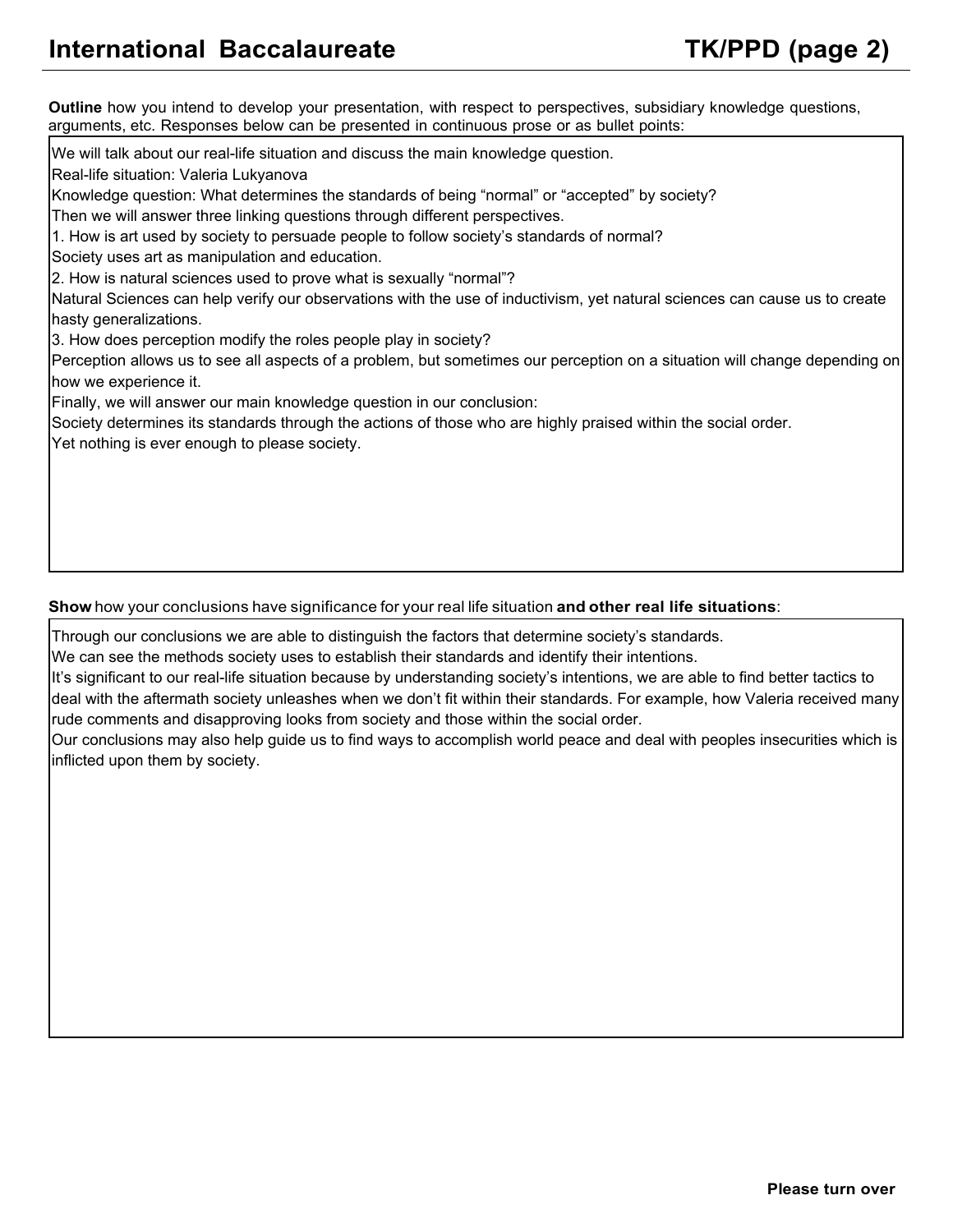**Outline** how you intend to develop your presentation, with respect to perspectives, subsidiary knowledge questions, arguments, etc. Responses below can be presented in continuous prose or as bullet points:

We will talk about our real-life situation and discuss the main knowledge question.

Real-life situation: Valeria Lukyanova

Knowledge question: What determines the standards of being “normal” or “accepted” by society?

Then we will answer three linking questions through different perspectives.

1. How is art used by society to persuade people to follow society’s standards of normal?

Society uses art as manipulation and education.

2. How is natural sciences used to prove what is sexually “normal”?

Natural Sciences can help verify our observations with the use of inductivism, yet natural sciences can cause us to create hasty generalizations.

3. How does perception modify the roles people play in society?

Perception allows us to see all aspects of a problem, but sometimes our perception on a situation will change depending on how we experience it.

Finally, we will answer our main knowledge question in our conclusion:

Society determines its standards through the actions of those who are highly praised within the social order.

Yet nothing is ever enough to please society.

**Show** how your conclusions have significance for your real life situation **and other real life situations**:

Through our conclusions we are able to distinguish the factors that determine society’s standards.

We can see the methods society uses to establish their standards and identify their intentions.

It’s significant to our real-life situation because by understanding society’s intentions, we are able to find better tactics to deal with the aftermath society unleashes when we don’t fit within their standards. For example, how Valeria received many rude comments and disapproving looks from society and those within the social order.

Our conclusions may also help guide us to find ways to accomplish world peace and deal with peoples insecurities which is inflicted upon them by society.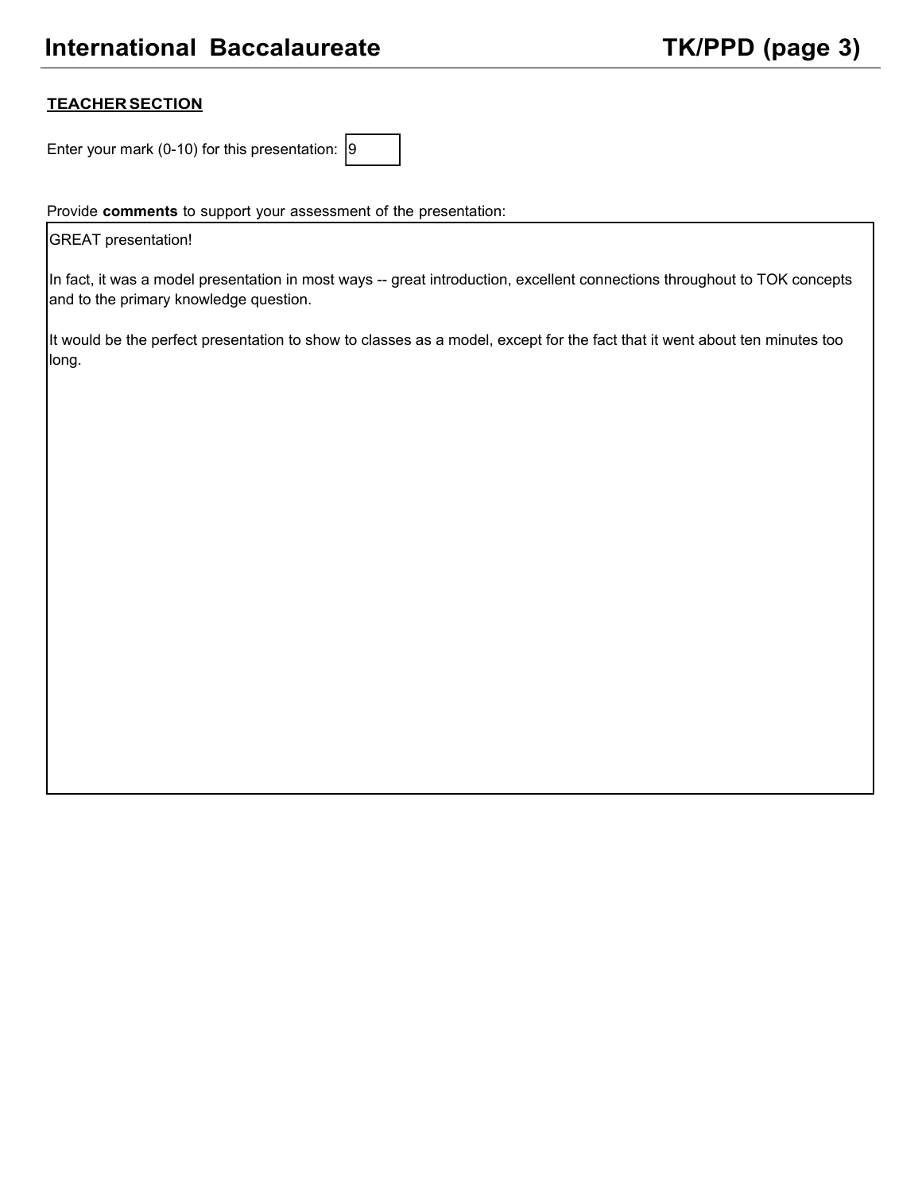**TEACHER SECTION**

Enter your mark (0-10) for this presentation: 9

Provide **comments** to support your assessment of the presentation:

GREAT presentation!

In fact, it was a model presentation in most ways -- great introduction, excellent connections throughout to TOK concepts and to the primary knowledge question.

It would be the perfect presentation to show to classes as a model, except for the fact that it went about ten minutes too long.